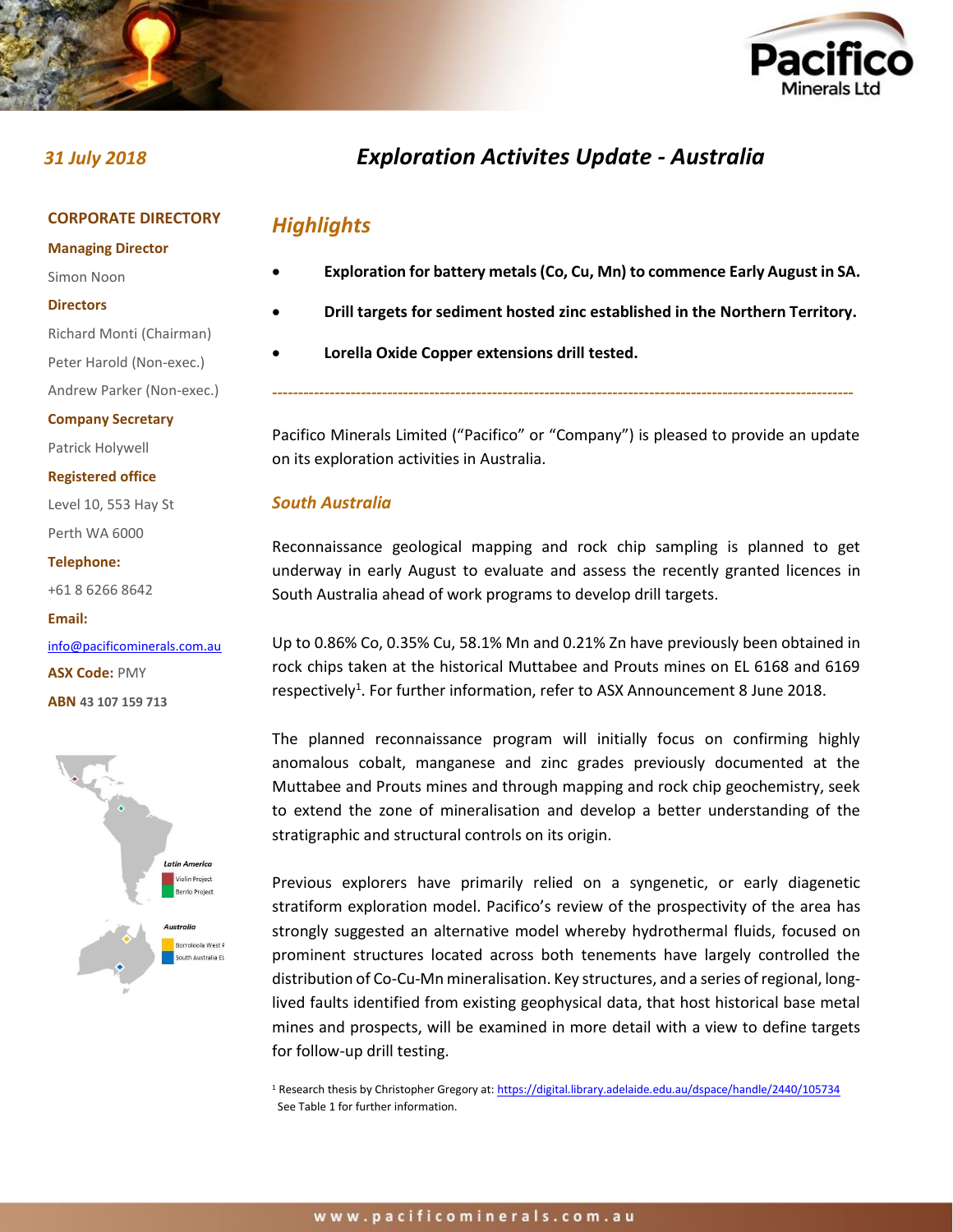31 July 2018

# Exploration Activites Update - Australia

**CORPORATE DIRECTORY**

**Managing Director**

Simon Noon

**Directors**

Richard Monti (Chairman)

Peter Harold (Non-exec.)

Andrew Parker (Non-exec.)

**Company Secretary**

Patrick Holywell

**Registered office**

Level 10, 553 Hay St

Perth WA 6000

**Telephone:**

+61 8 6266 8642

**Email:**

info@pacificominerals.com.au

**ASX Code:** PMY

**ABN** 43 107 159 713

## Highlights

- **Exploration for battery metals (Co, Cu, Mn) to commence Early August in SA.**
- **Drill targets for sediment hosted zinc established in the Northern Territory.**
- **Lorella Oxide Copper extensions drill tested.**

---

Pacifico Minerals Limited ("Pacifico" or "Company") is pleased to provide an update on its exploration activities in Australia.

### South Australia

Reconnaissance geological mapping and rock chip sampling is planned to get underway in early August to evaluate and assess the recently granted licences in South Australia ahead of work programs to develop drill targets.

Up to 0.86% Co, 0.35% Cu, 58.1% Mn and 0.21% Zn have previously been obtained in rock chips taken at the historical Muttabee and Prouts mines on EL 6168 and 6169 respectively[1]. For further information, refer to ASX Announcement 8 June 2018.

The planned reconnaissance program will initially focus on confirming highly anomalous cobalt, manganese and zinc grades previously documented at the Muttabee and Prouts mines and through mapping and rock chip geochemistry, seek to extend the zone of mineralisation and develop a better understanding of the stratigraphic and structural controls on its origin.

Previous explorers have primarily relied on a syngenetic, or early diagenetic stratiform exploration model. Pacifico's review of the prospectivity of the area has strongly suggested an alternative model whereby hydrothermal fluids, focused on prominent structures located across both tenements have largely controlled the distribution of Co-Cu-Mn mineralisation. Key structures, and a series of regional, long-lived faults identified from existing geophysical data, that host historical base metal mines and prospects, will be examined in more detail with a view to define targets for follow-up drill testing.

[1] Research thesis by Christopher Gregory at: https://digital.library.adelaide.edu.au/dspace/handle/2440/105734
See Table 1 for further information.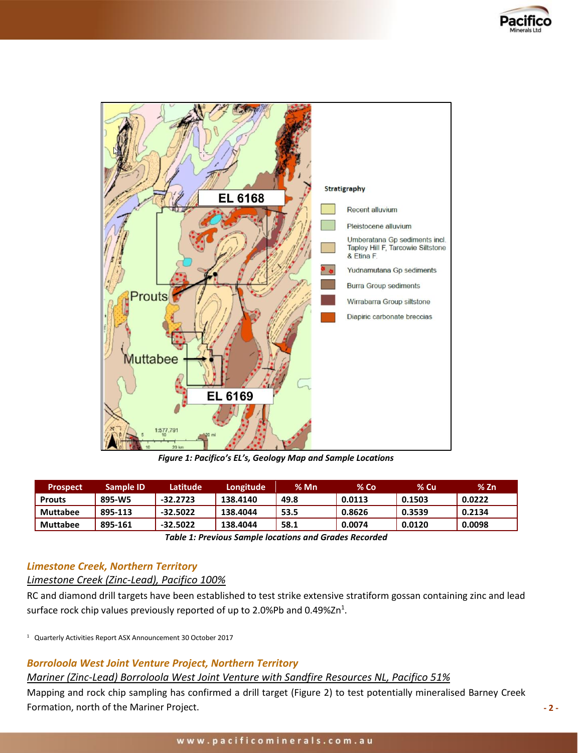Figure 1: Pacifico's EL's, Geology Map and Sample Locations

| Prospect | Sample ID | Latitude | Longitude | % Mn | % Co | % Cu | % Zn |
|---|---|---|---|---|---|---|---|
| Prouts | 895-W5 | -32.2723 | 138.4140 | 49.8 | 0.0113 | 0.1503 | 0.0222 |
| Muttabee | 895-113 | -32.5022 | 138.4044 | 53.5 | 0.8626 | 0.3539 | 0.2134 |
| Muttabee | 895-161 | -32.5022 | 138.4044 | 58.1 | 0.0074 | 0.0120 | 0.0098 |

*Table 1: Previous Sample locations and Grades Recorded*

### *Limestone Creek, Northern Territory*

*Limestone Creek (Zinc-Lead), Pacifico 100%*

RC and diamond drill targets have been established to test strike extensive stratiform gossan containing zinc and lead surface rock chip values previously reported of up to 2.0%Pb and 0.49%Zn[1].

[1] Quarterly Activities Report ASX Announcement 30 October 2017

### *Borroloola West Joint Venture Project, Northern Territory*

*Mariner (Zinc-Lead) Borroloola West Joint Venture with Sandfire Resources NL, Pacifico 51%*

Mapping and rock chip sampling has confirmed a drill target (Figure 2) to test potentially mineralised Barney Creek Formation, north of the Mariner Project.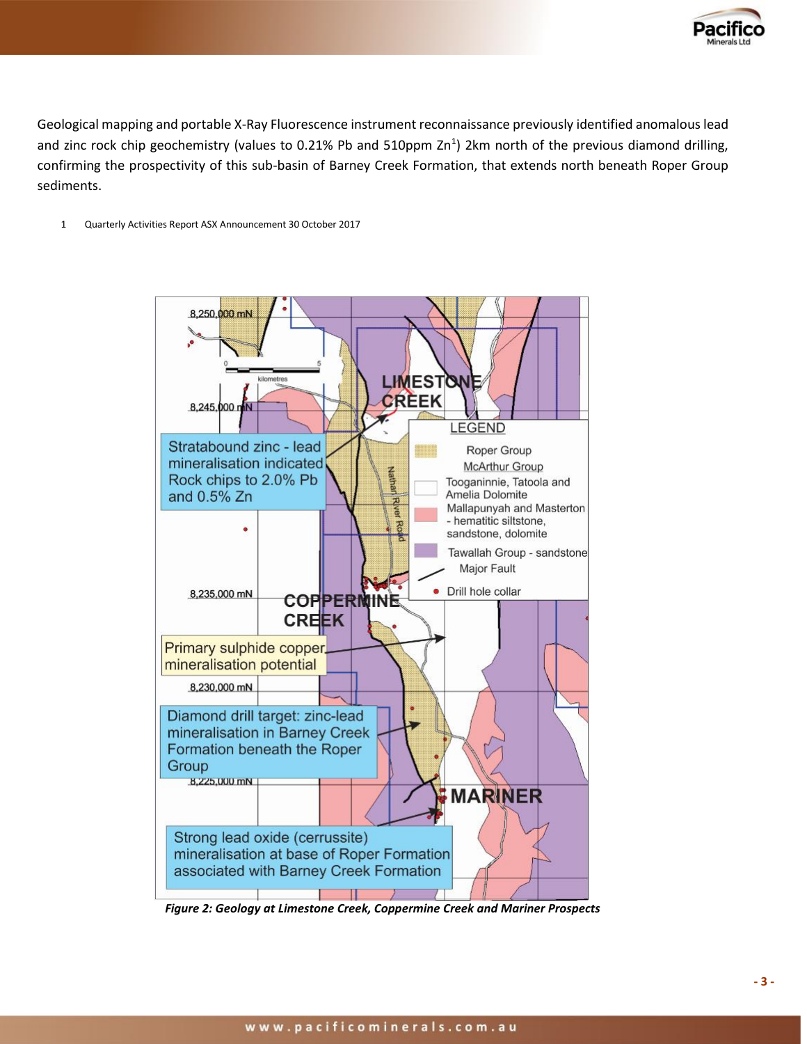Geological mapping and portable X-Ray Fluorescence instrument reconnaissance previously identified anomalous lead and zinc rock chip geochemistry (values to 0.21% Pb and 510ppm Zn[1]) 2km north of the previous diamond drilling, confirming the prospectivity of this sub-basin of Barney Creek Formation, that extends north beneath Roper Group sediments.

1 Quarterly Activities Report ASX Announcement 30 October 2017

*Figure 2: Geology at Limestone Creek, Coppermine Creek and Mariner Prospects*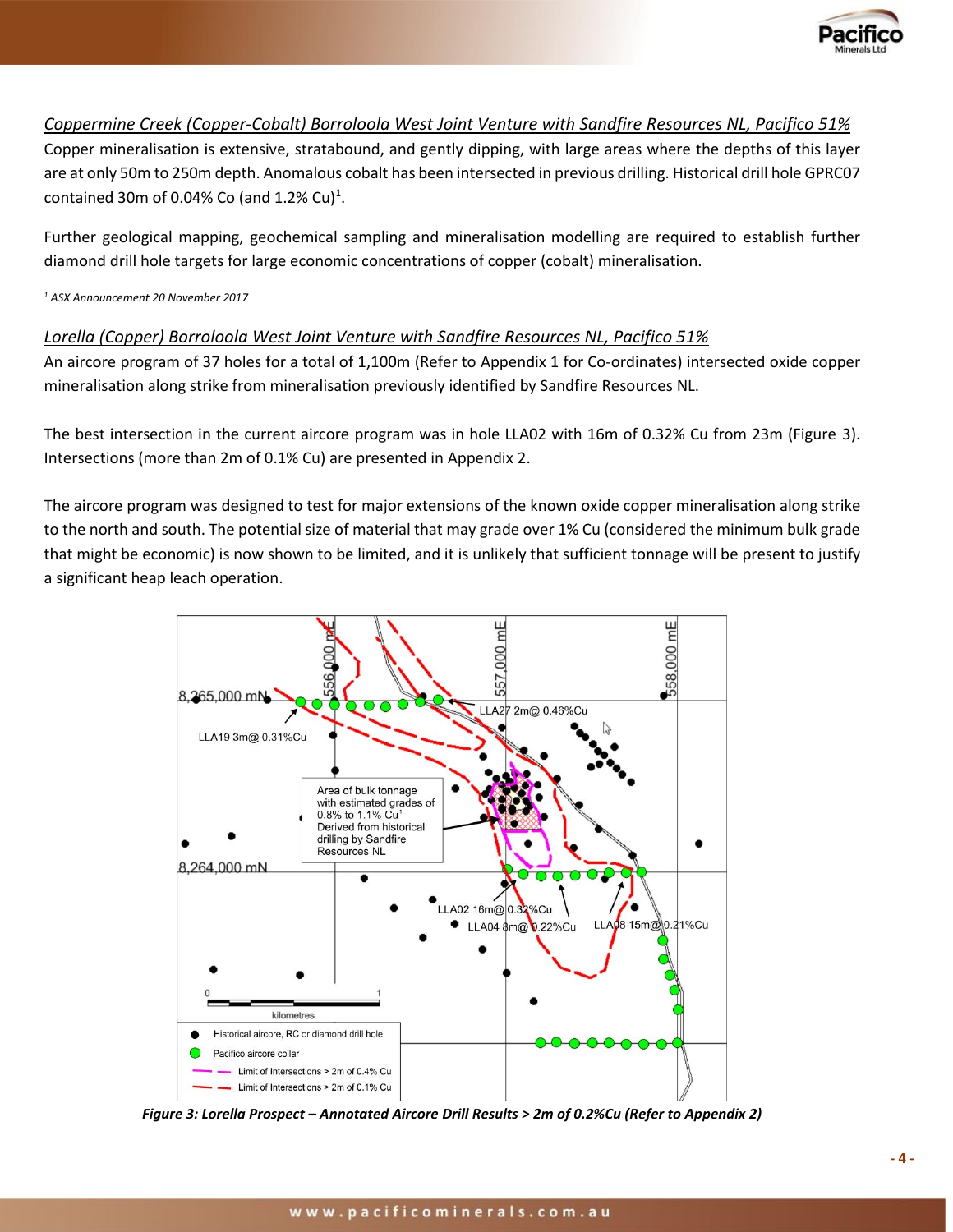*Coppermine Creek (Copper-Cobalt) Borroloola West Joint Venture with Sandfire Resources NL, Pacifico 51%*

Copper mineralisation is extensive, stratabound, and gently dipping, with large areas where the depths of this layer are at only 50m to 250m depth. Anomalous cobalt has been intersected in previous drilling. Historical drill hole GPRC07 contained 30m of 0.04% Co (and 1.2% Cu)[1].

Further geological mapping, geochemical sampling and mineralisation modelling are required to establish further diamond drill hole targets for large economic concentrations of copper (cobalt) mineralisation.

*[1] ASX Announcement 20 November 2017*

*Lorella (Copper) Borroloola West Joint Venture with Sandfire Resources NL, Pacifico 51%*

An aircore program of 37 holes for a total of 1,100m (Refer to Appendix 1 for Co-ordinates) intersected oxide copper mineralisation along strike from mineralisation previously identified by Sandfire Resources NL.

The best intersection in the current aircore program was in hole LLA02 with 16m of 0.32% Cu from 23m (Figure 3). Intersections (more than 2m of 0.1% Cu) are presented in Appendix 2.

The aircore program was designed to test for major extensions of the known oxide copper mineralisation along strike to the north and south. The potential size of material that may grade over 1% Cu (considered the minimum bulk grade that might be economic) is now shown to be limited, and it is unlikely that sufficient tonnage will be present to justify a significant heap leach operation.

***Figure 3: Lorella Prospect – Annotated Aircore Drill Results > 2m of 0.2%Cu (Refer to Appendix 2)***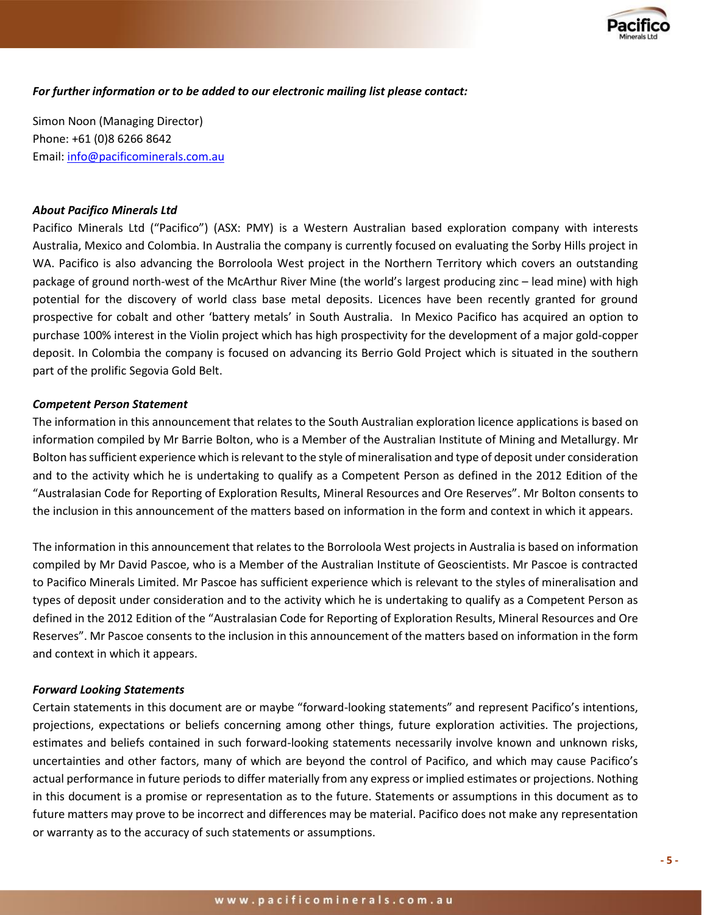***For further information or to be added to our electronic mailing list please contact:***

Simon Noon (Managing Director)
Phone: +61 (0)8 6266 8642
Email: info@pacificominerals.com.au

***About Pacifico Minerals Ltd***

Pacifico Minerals Ltd ("Pacifico") (ASX: PMY) is a Western Australian based exploration company with interests Australia, Mexico and Colombia. In Australia the company is currently focused on evaluating the Sorby Hills project in WA. Pacifico is also advancing the Borroloola West project in the Northern Territory which covers an outstanding package of ground north-west of the McArthur River Mine (the world's largest producing zinc – lead mine) with high potential for the discovery of world class base metal deposits. Licences have been recently granted for ground prospective for cobalt and other 'battery metals' in South Australia. In Mexico Pacifico has acquired an option to purchase 100% interest in the Violin project which has high prospectivity for the development of a major gold-copper deposit. In Colombia the company is focused on advancing its Berrio Gold Project which is situated in the southern part of the prolific Segovia Gold Belt.

***Competent Person Statement***

The information in this announcement that relates to the South Australian exploration licence applications is based on information compiled by Mr Barrie Bolton, who is a Member of the Australian Institute of Mining and Metallurgy. Mr Bolton has sufficient experience which is relevant to the style of mineralisation and type of deposit under consideration and to the activity which he is undertaking to qualify as a Competent Person as defined in the 2012 Edition of the "Australasian Code for Reporting of Exploration Results, Mineral Resources and Ore Reserves". Mr Bolton consents to the inclusion in this announcement of the matters based on information in the form and context in which it appears.

The information in this announcement that relates to the Borroloola West projects in Australia is based on information compiled by Mr David Pascoe, who is a Member of the Australian Institute of Geoscientists. Mr Pascoe is contracted to Pacifico Minerals Limited. Mr Pascoe has sufficient experience which is relevant to the styles of mineralisation and types of deposit under consideration and to the activity which he is undertaking to qualify as a Competent Person as defined in the 2012 Edition of the "Australasian Code for Reporting of Exploration Results, Mineral Resources and Ore Reserves". Mr Pascoe consents to the inclusion in this announcement of the matters based on information in the form and context in which it appears.

***Forward Looking Statements***

Certain statements in this document are or maybe "forward-looking statements" and represent Pacifico's intentions, projections, expectations or beliefs concerning among other things, future exploration activities. The projections, estimates and beliefs contained in such forward-looking statements necessarily involve known and unknown risks, uncertainties and other factors, many of which are beyond the control of Pacifico, and which may cause Pacifico's actual performance in future periods to differ materially from any express or implied estimates or projections. Nothing in this document is a promise or representation as to the future. Statements or assumptions in this document as to future matters may prove to be incorrect and differences may be material. Pacifico does not make any representation or warranty as to the accuracy of such statements or assumptions.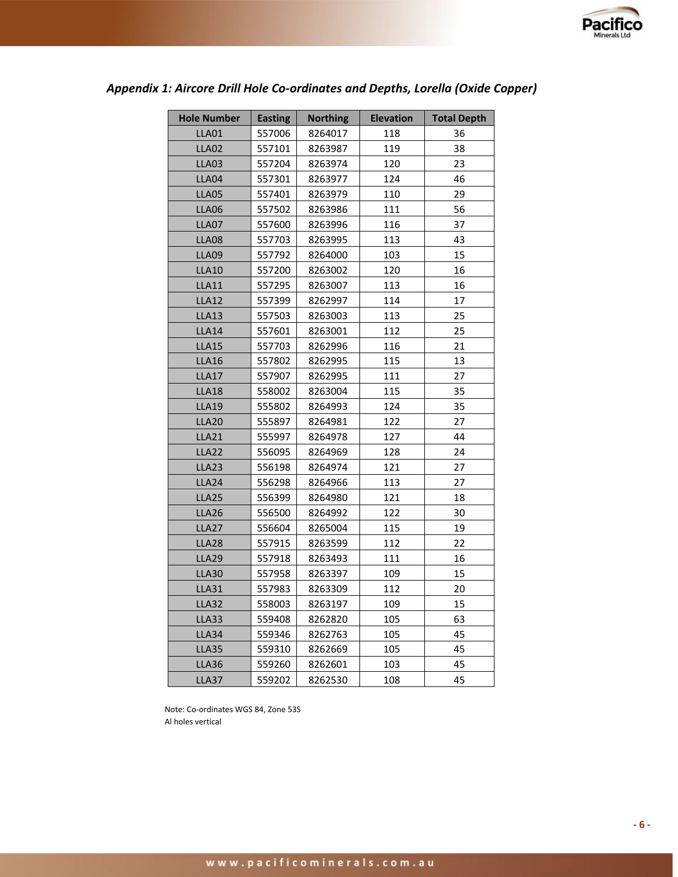## *Appendix 1: Aircore Drill Hole Co-ordinates and Depths, Lorella (Oxide Copper)*

| Hole Number | Easting | Northing | Elevation | Total Depth |
|---|---|---|---|---|
| LLA01 | 557006 | 8264017 | 118 | 36 |
| LLA02 | 557101 | 8263987 | 119 | 38 |
| LLA03 | 557204 | 8263974 | 120 | 23 |
| LLA04 | 557301 | 8263977 | 124 | 46 |
| LLA05 | 557401 | 8263979 | 110 | 29 |
| LLA06 | 557502 | 8263986 | 111 | 56 |
| LLA07 | 557600 | 8263996 | 116 | 37 |
| LLA08 | 557703 | 8263995 | 113 | 43 |
| LLA09 | 557792 | 8264000 | 103 | 15 |
| LLA10 | 557200 | 8263002 | 120 | 16 |
| LLA11 | 557295 | 8263007 | 113 | 16 |
| LLA12 | 557399 | 8262997 | 114 | 17 |
| LLA13 | 557503 | 8263003 | 113 | 25 |
| LLA14 | 557601 | 8263001 | 112 | 25 |
| LLA15 | 557703 | 8262996 | 116 | 21 |
| LLA16 | 557802 | 8262995 | 115 | 13 |
| LLA17 | 557907 | 8262995 | 111 | 27 |
| LLA18 | 558002 | 8263004 | 115 | 35 |
| LLA19 | 555802 | 8264993 | 124 | 35 |
| LLA20 | 555897 | 8264981 | 122 | 27 |
| LLA21 | 555997 | 8264978 | 127 | 44 |
| LLA22 | 556095 | 8264969 | 128 | 24 |
| LLA23 | 556198 | 8264974 | 121 | 27 |
| LLA24 | 556298 | 8264966 | 113 | 27 |
| LLA25 | 556399 | 8264980 | 121 | 18 |
| LLA26 | 556500 | 8264992 | 122 | 30 |
| LLA27 | 556604 | 8265004 | 115 | 19 |
| LLA28 | 557915 | 8263599 | 112 | 22 |
| LLA29 | 557918 | 8263493 | 111 | 16 |
| LLA30 | 557958 | 8263397 | 109 | 15 |
| LLA31 | 557983 | 8263309 | 112 | 20 |
| LLA32 | 558003 | 8263197 | 109 | 15 |
| LLA33 | 559408 | 8262820 | 105 | 63 |
| LLA34 | 559346 | 8262763 | 105 | 45 |
| LLA35 | 559310 | 8262669 | 105 | 45 |
| LLA36 | 559260 | 8262601 | 103 | 45 |
| LLA37 | 559202 | 8262530 | 108 | 45 |

Note: Co-ordinates WGS 84, Zone 53S
Al holes vertical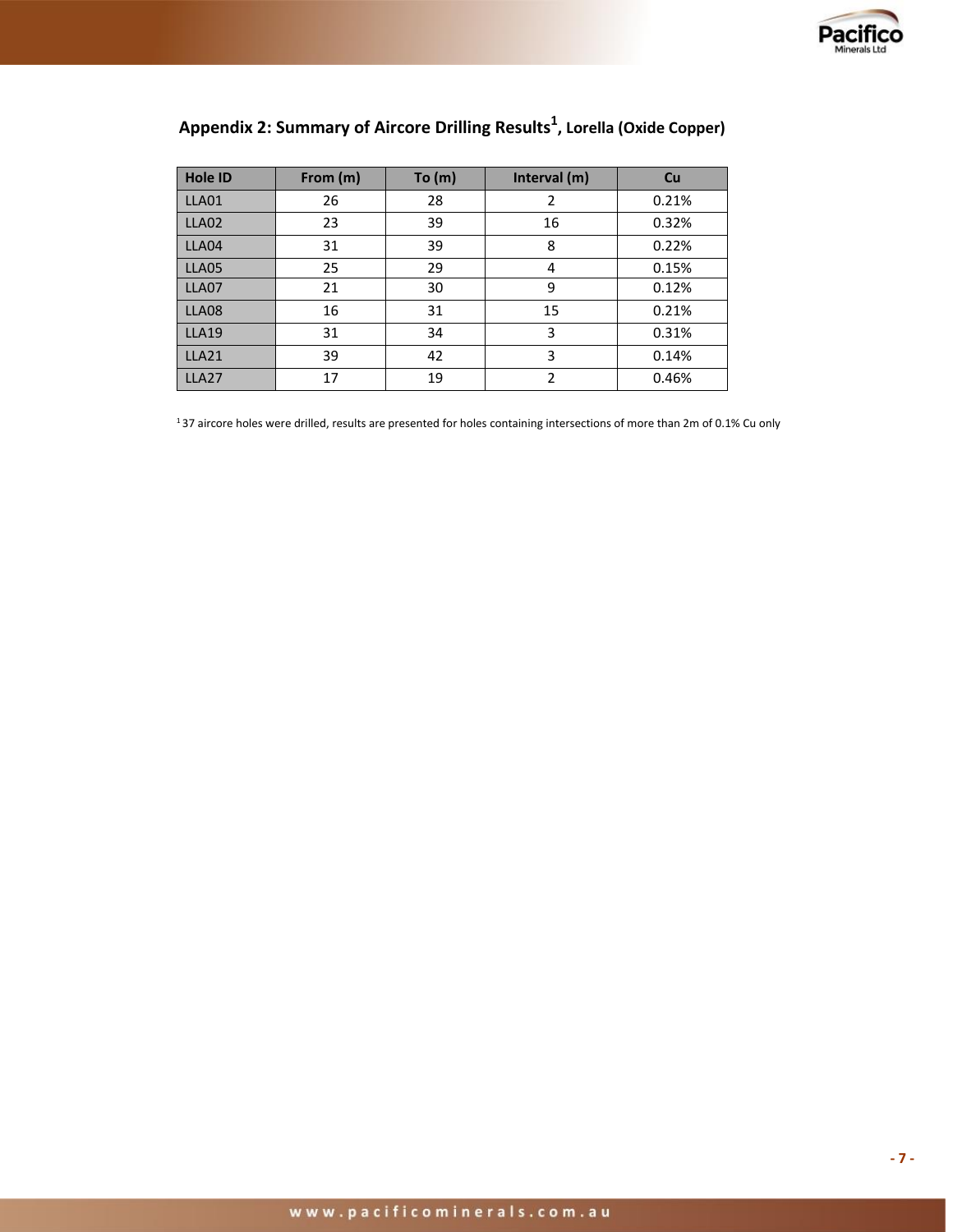## Appendix 2: Summary of Aircore Drilling Results[1], Lorella (Oxide Copper)

| Hole ID | From (m) | To (m) | Interval (m) | Cu |
|---|---|---|---|---|
| LLA01 | 26 | 28 | 2 | 0.21% |
| LLA02 | 23 | 39 | 16 | 0.32% |
| LLA04 | 31 | 39 | 8 | 0.22% |
| LLA05 | 25 | 29 | 4 | 0.15% |
| LLA07 | 21 | 30 | 9 | 0.12% |
| LLA08 | 16 | 31 | 15 | 0.21% |
| LLA19 | 31 | 34 | 3 | 0.31% |
| LLA21 | 39 | 42 | 3 | 0.14% |
| LLA27 | 17 | 19 | 2 | 0.46% |

[1] 37 aircore holes were drilled, results are presented for holes containing intersections of more than 2m of 0.1% Cu only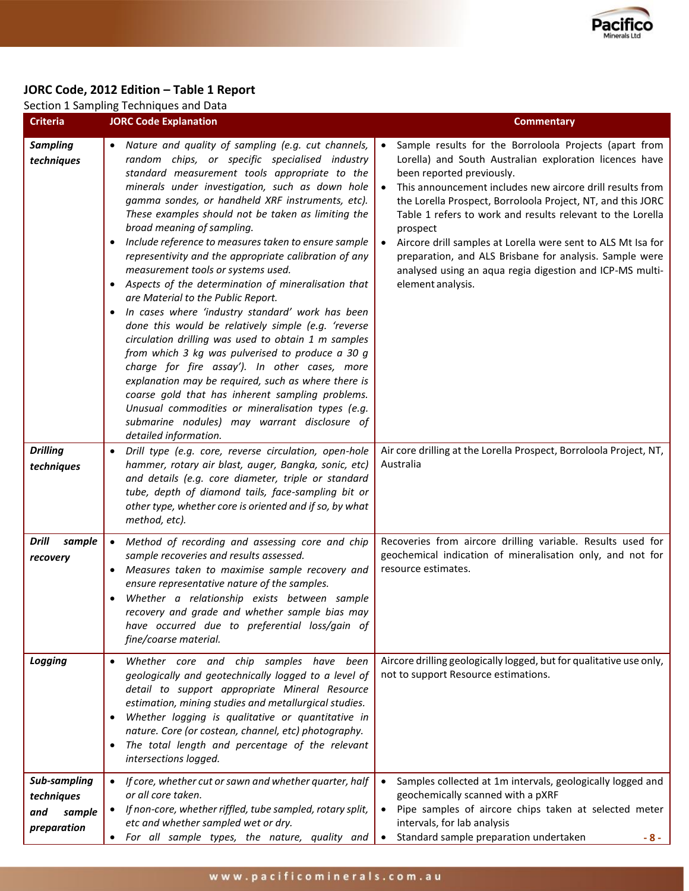## JORC Code, 2012 Edition – Table 1 Report

Section 1 Sampling Techniques and Data

| Criteria | JORC Code Explanation | Commentary |
|---|---|---|
| ***Sampling techniques*** | • *Nature and quality of sampling (e.g. cut channels, random chips, or specific specialised industry standard measurement tools appropriate to the minerals under investigation, such as down hole gamma sondes, or handheld XRF instruments, etc). These examples should not be taken as limiting the broad meaning of sampling.*<br>• *Include reference to measures taken to ensure sample representivity and the appropriate calibration of any measurement tools or systems used.*<br>• *Aspects of the determination of mineralisation that are Material to the Public Report.*<br>• *In cases where 'industry standard' work has been done this would be relatively simple (e.g. 'reverse circulation drilling was used to obtain 1 m samples from which 3 kg was pulverised to produce a 30 g charge for fire assay'). In other cases, more explanation may be required, such as where there is coarse gold that has inherent sampling problems. Unusual commodities or mineralisation types (e.g. submarine nodules) may warrant disclosure of detailed information.* | • Sample results for the Borroloola Projects (apart from Lorella) and South Australian exploration licences have been reported previously.<br>• This announcement includes new aircore drill results from the Lorella Prospect, Borroloola Project, NT, and this JORC Table 1 refers to work and results relevant to the Lorella prospect<br>• Aircore drill samples at Lorella were sent to ALS Mt Isa for preparation, and ALS Brisbane for analysis. Sample were analysed using an aqua regia digestion and ICP-MS multi-element analysis. |
| ***Drilling techniques*** | • *Drill type (e.g. core, reverse circulation, open-hole hammer, rotary air blast, auger, Bangka, sonic, etc) and details (e.g. core diameter, triple or standard tube, depth of diamond tails, face-sampling bit or other type, whether core is oriented and if so, by what method, etc).* | Air core drilling at the Lorella Prospect, Borroloola Project, NT, Australia |
| ***Drill sample recovery*** | • *Method of recording and assessing core and chip sample recoveries and results assessed.*<br>• *Measures taken to maximise sample recovery and ensure representative nature of the samples.*<br>• *Whether a relationship exists between sample recovery and grade and whether sample bias may have occurred due to preferential loss/gain of fine/coarse material.* | Recoveries from aircore drilling variable. Results used for geochemical indication of mineralisation only, and not for resource estimates. |
| ***Logging*** | • *Whether core and chip samples have been geologically and geotechnically logged to a level of detail to support appropriate Mineral Resource estimation, mining studies and metallurgical studies.*<br>• *Whether logging is qualitative or quantitative in nature. Core (or costean, channel, etc) photography.*<br>• *The total length and percentage of the relevant intersections logged.* | Aircore drilling geologically logged, but for qualitative use only, not to support Resource estimations. |
| ***Sub-sampling techniques and sample preparation*** | • *If core, whether cut or sawn and whether quarter, half or all core taken.*<br>• *If non-core, whether riffled, tube sampled, rotary split, etc and whether sampled wet or dry.*<br>• *For all sample types, the nature, quality and* | • Samples collected at 1m intervals, geologically logged and geochemically scanned with a pXRF<br>• Pipe samples of aircore chips taken at selected meter intervals, for lab analysis<br>• Standard sample preparation undertaken |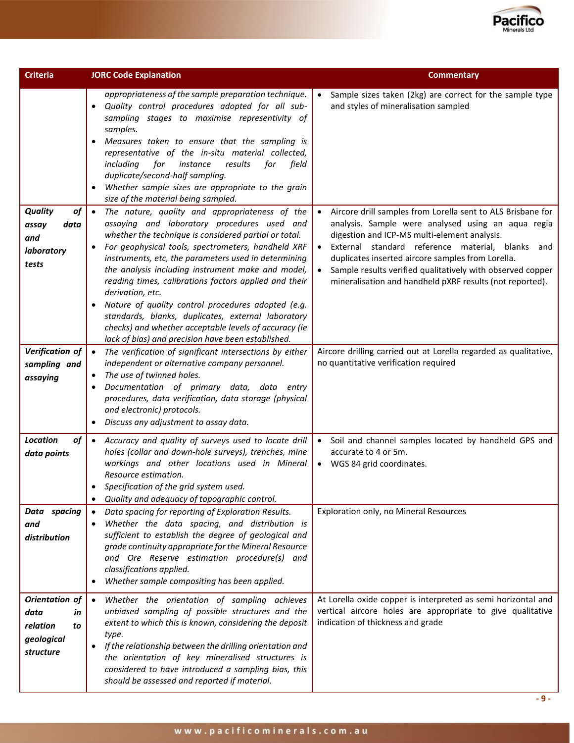| Criteria | JORC Code Explanation | Commentary |
|---|---|---|
| | *appropriateness of the sample preparation technique.*<br>• *Quality control procedures adopted for all sub-sampling stages to maximise representivity of samples.*<br>• *Measures taken to ensure that the sampling is representative of the in-situ material collected, including for instance results for field duplicate/second-half sampling.*<br>• *Whether sample sizes are appropriate to the grain size of the material being sampled.* | • Sample sizes taken (2kg) are correct for the sample type and styles of mineralisation sampled |
| ***Quality of assay data and laboratory tests*** | • *The nature, quality and appropriateness of the assaying and laboratory procedures used and whether the technique is considered partial or total.*<br>• *For geophysical tools, spectrometers, handheld XRF instruments, etc, the parameters used in determining the analysis including instrument make and model, reading times, calibrations factors applied and their derivation, etc.*<br>• *Nature of quality control procedures adopted (e.g. standards, blanks, duplicates, external laboratory checks) and whether acceptable levels of accuracy (ie lack of bias) and precision have been established.* | • Aircore drill samples from Lorella sent to ALS Brisbane for analysis. Sample were analysed using an aqua regia digestion and ICP-MS multi-element analysis.<br>• External standard reference material, blanks and duplicates inserted aircore samples from Lorella.<br>• Sample results verified qualitatively with observed copper mineralisation and handheld pXRF results (not reported). |
| ***Verification of sampling and assaying*** | • *The verification of significant intersections by either independent or alternative company personnel.*<br>• *The use of twinned holes.*<br>• *Documentation of primary data, data entry procedures, data verification, data storage (physical and electronic) protocols.*<br>• *Discuss any adjustment to assay data.* | Aircore drilling carried out at Lorella regarded as qualitative, no quantitative verification required |
| ***Location of data points*** | • *Accuracy and quality of surveys used to locate drill holes (collar and down-hole surveys), trenches, mine workings and other locations used in Mineral Resource estimation.*<br>• *Specification of the grid system used.*<br>• *Quality and adequacy of topographic control.* | • Soil and channel samples located by handheld GPS and accurate to 4 or 5m.<br>• WGS 84 grid coordinates. |
| ***Data spacing and distribution*** | • *Data spacing for reporting of Exploration Results.*<br>• *Whether the data spacing, and distribution is sufficient to establish the degree of geological and grade continuity appropriate for the Mineral Resource and Ore Reserve estimation procedure(s) and classifications applied.*<br>• *Whether sample compositing has been applied.* | Exploration only, no Mineral Resources |
| ***Orientation of data in relation to geological structure*** | • *Whether the orientation of sampling achieves unbiased sampling of possible structures and the extent to which this is known, considering the deposit type.*<br>• *If the relationship between the drilling orientation and the orientation of key mineralised structures is considered to have introduced a sampling bias, this should be assessed and reported if material.* | At Lorella oxide copper is interpreted as semi horizontal and vertical aircore holes are appropriate to give qualitative indication of thickness and grade |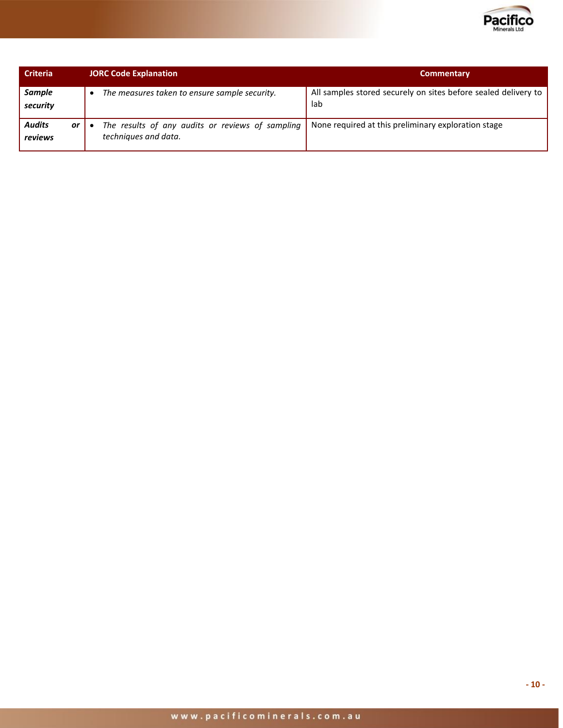| Criteria | JORC Code Explanation | Commentary |
| --- | --- | --- |
| ***Sample security*** | • *The measures taken to ensure sample security.* | All samples stored securely on sites before sealed delivery to lab |
| ***Audits or reviews*** | • *The results of any audits or reviews of sampling techniques and data.* | None required at this preliminary exploration stage |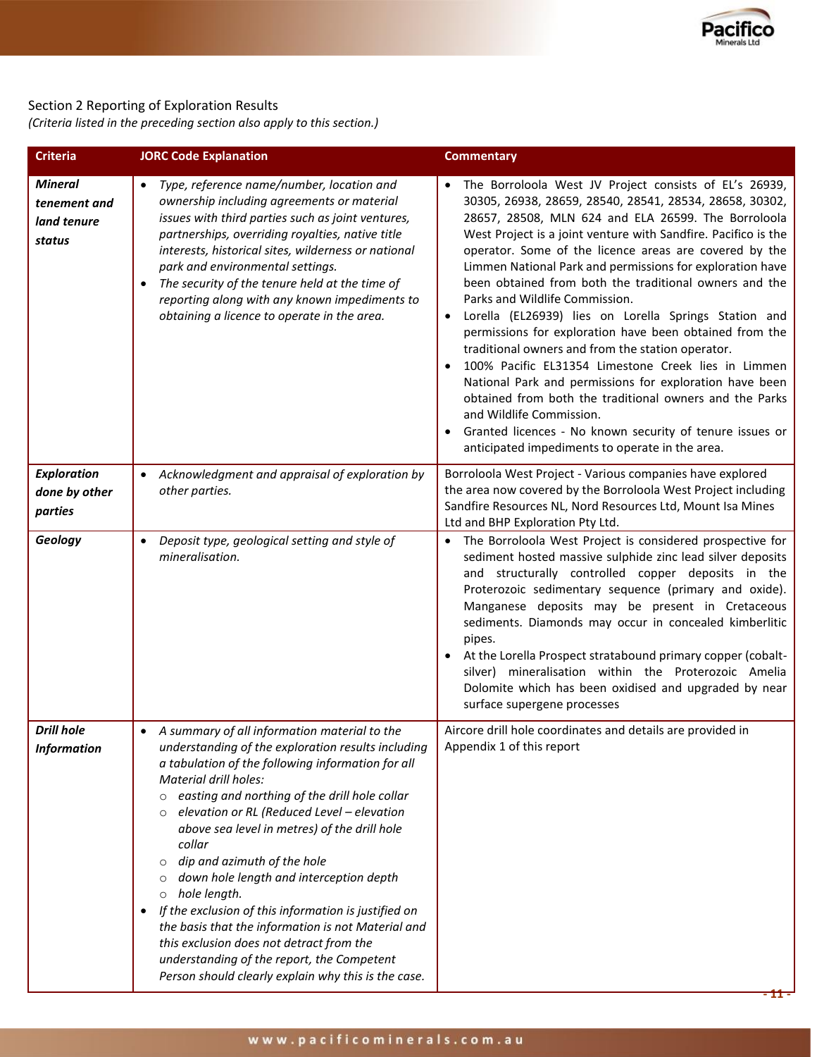Section 2 Reporting of Exploration Results

*(Criteria listed in the preceding section also apply to this section.)*

| Criteria | JORC Code Explanation | Commentary |
| --- | --- | --- |
| ***Mineral tenement and land tenure status*** | • *Type, reference name/number, location and ownership including agreements or material issues with third parties such as joint ventures, partnerships, overriding royalties, native title interests, historical sites, wilderness or national park and environmental settings.*<br>• *The security of the tenure held at the time of reporting along with any known impediments to obtaining a licence to operate in the area.* | • The Borroloola West JV Project consists of EL's 26939, 30305, 26938, 28659, 28540, 28541, 28534, 28658, 30302, 28657, 28508, MLN 624 and ELA 26599. The Borroloola West Project is a joint venture with Sandfire. Pacifico is the operator. Some of the licence areas are covered by the Limmen National Park and permissions for exploration have been obtained from both the traditional owners and the Parks and Wildlife Commission.<br>• Lorella (EL26939) lies on Lorella Springs Station and permissions for exploration have been obtained from the traditional owners and from the station operator.<br>• 100% Pacific EL31354 Limestone Creek lies in Limmen National Park and permissions for exploration have been obtained from both the traditional owners and the Parks and Wildlife Commission.<br>• Granted licences - No known security of tenure issues or anticipated impediments to operate in the area. |
| ***Exploration done by other parties*** | • *Acknowledgment and appraisal of exploration by other parties.* | Borroloola West Project - Various companies have explored the area now covered by the Borroloola West Project including Sandfire Resources NL, Nord Resources Ltd, Mount Isa Mines Ltd and BHP Exploration Pty Ltd. |
| ***Geology*** | • *Deposit type, geological setting and style of mineralisation.* | • The Borroloola West Project is considered prospective for sediment hosted massive sulphide zinc lead silver deposits and structurally controlled copper deposits in the Proterozoic sedimentary sequence (primary and oxide). Manganese deposits may be present in Cretaceous sediments. Diamonds may occur in concealed kimberlitic pipes.<br>• At the Lorella Prospect stratabound primary copper (cobalt-silver) mineralisation within the Proterozoic Amelia Dolomite which has been oxidised and upgraded by near surface supergene processes |
| ***Drill hole Information*** | • *A summary of all information material to the understanding of the exploration results including a tabulation of the following information for all Material drill holes:*<br>  ○ *easting and northing of the drill hole collar*<br>  ○ *elevation or RL (Reduced Level – elevation above sea level in metres) of the drill hole collar*<br>  ○ *dip and azimuth of the hole*<br>  ○ *down hole length and interception depth*<br>  ○ *hole length.*<br>• *If the exclusion of this information is justified on the basis that the information is not Material and this exclusion does not detract from the understanding of the report, the Competent Person should clearly explain why this is the case.* | Aircore drill hole coordinates and details are provided in Appendix 1 of this report |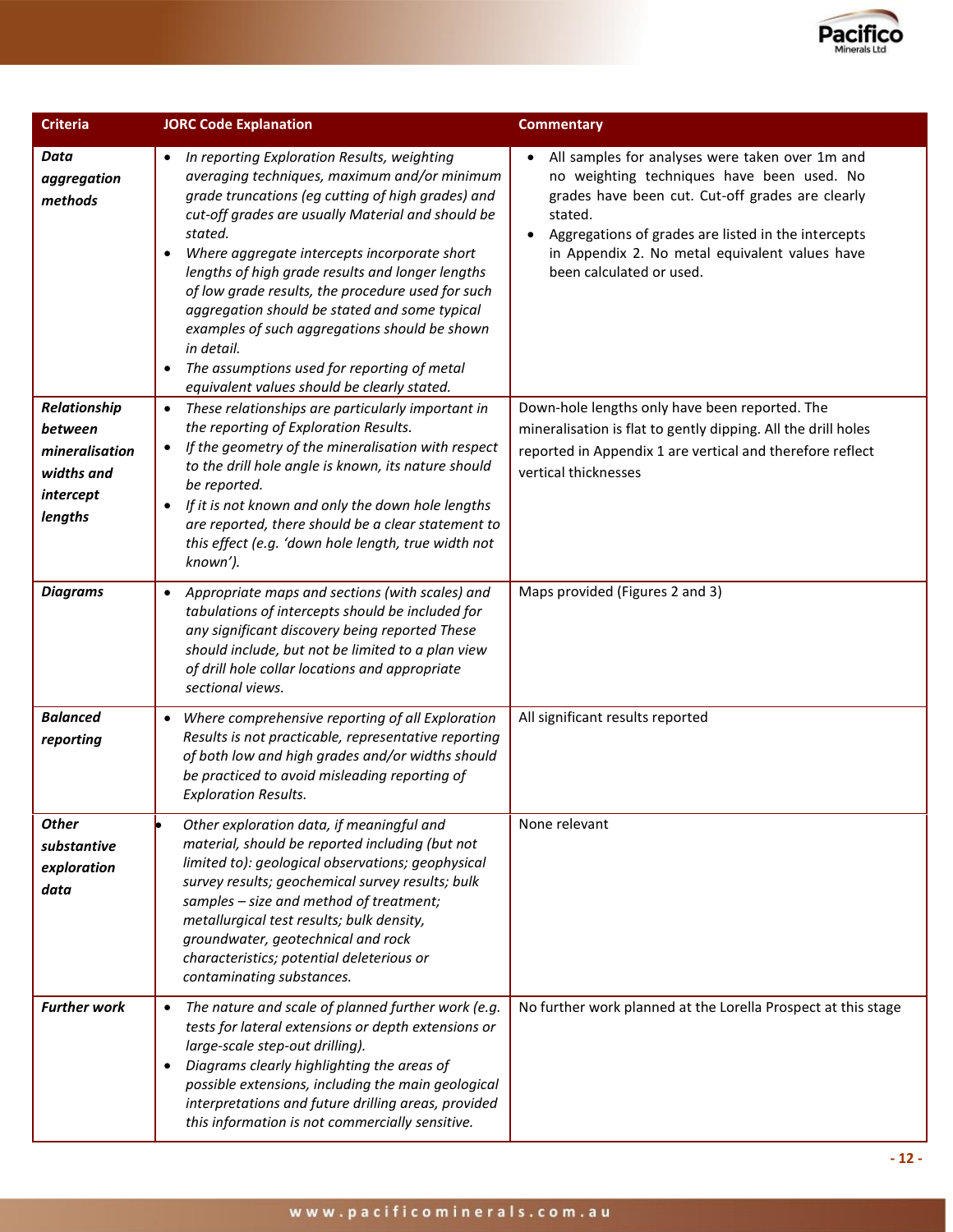| Criteria | JORC Code Explanation | Commentary |
|---|---|---|
| ***Data aggregation methods*** | • *In reporting Exploration Results, weighting averaging techniques, maximum and/or minimum grade truncations (eg cutting of high grades) and cut-off grades are usually Material and should be stated.*<br>• *Where aggregate intercepts incorporate short lengths of high grade results and longer lengths of low grade results, the procedure used for such aggregation should be stated and some typical examples of such aggregations should be shown in detail.*<br>• *The assumptions used for reporting of metal equivalent values should be clearly stated.* | • All samples for analyses were taken over 1m and no weighting techniques have been used. No grades have been cut. Cut-off grades are clearly stated.<br>• Aggregations of grades are listed in the intercepts in Appendix 2. No metal equivalent values have been calculated or used. |
| ***Relationship between mineralisation widths and intercept lengths*** | • *These relationships are particularly important in the reporting of Exploration Results.*<br>• *If the geometry of the mineralisation with respect to the drill hole angle is known, its nature should be reported.*<br>• *If it is not known and only the down hole lengths are reported, there should be a clear statement to this effect (e.g. 'down hole length, true width not known').* | Down-hole lengths only have been reported. The mineralisation is flat to gently dipping. All the drill holes reported in Appendix 1 are vertical and therefore reflect vertical thicknesses |
| ***Diagrams*** | • *Appropriate maps and sections (with scales) and tabulations of intercepts should be included for any significant discovery being reported These should include, but not be limited to a plan view of drill hole collar locations and appropriate sectional views.* | Maps provided (Figures 2 and 3) |
| ***Balanced reporting*** | • *Where comprehensive reporting of all Exploration Results is not practicable, representative reporting of both low and high grades and/or widths should be practiced to avoid misleading reporting of Exploration Results.* | All significant results reported |
| ***Other substantive exploration data*** | • *Other exploration data, if meaningful and material, should be reported including (but not limited to): geological observations; geophysical survey results; geochemical survey results; bulk samples – size and method of treatment; metallurgical test results; bulk density, groundwater, geotechnical and rock characteristics; potential deleterious or contaminating substances.* | None relevant |
| ***Further work*** | • *The nature and scale of planned further work (e.g. tests for lateral extensions or depth extensions or large-scale step-out drilling).*<br>• *Diagrams clearly highlighting the areas of possible extensions, including the main geological interpretations and future drilling areas, provided this information is not commercially sensitive.* | No further work planned at the Lorella Prospect at this stage |